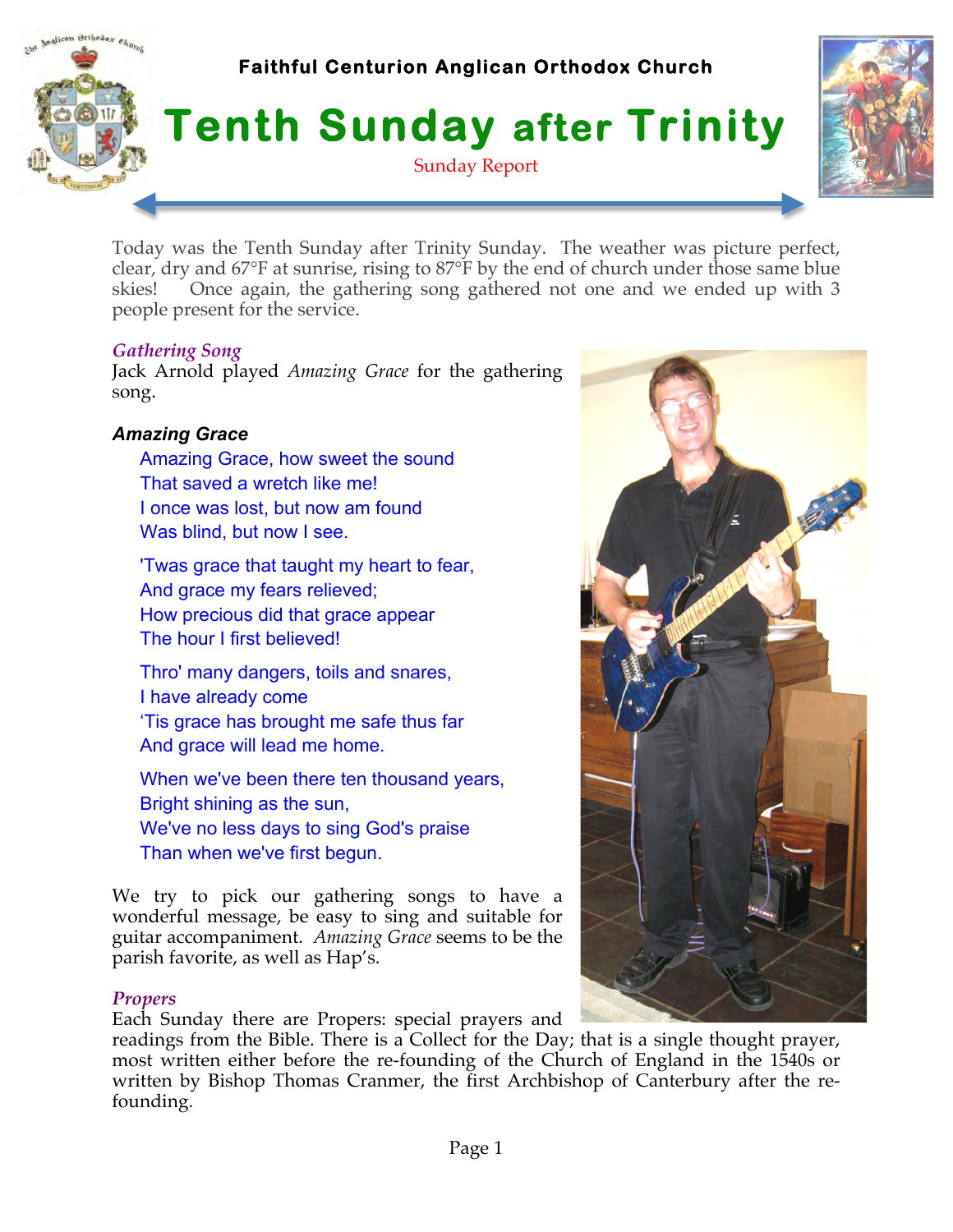**Faithful Centurion Anglican Orthodox Church**

# Tenth Sunday after Trinity

Sunday Report

Today was the Tenth Sunday after Trinity Sunday. The weather was picture perfect, clear, dry and 67°F at sunrise, rising to 87°F by the end of church under those same blue skies! Once again, the gathering song gathered not one and we ended up with 3 people present for the service.

### *Gathering Song*

Jack Arnold played *Amazing Grace* for the gathering song.

***Amazing Grace***

Amazing Grace, how sweet the sound
That saved a wretch like me!
I once was lost, but now am found
Was blind, but now I see.

'Twas grace that taught my heart to fear,
And grace my fears relieved;
How precious did that grace appear
The hour I first believed!

Thro' many dangers, toils and snares,
I have already come
'Tis grace has brought me safe thus far
And grace will lead me home.

When we've been there ten thousand years,
Bright shining as the sun,
We've no less days to sing God's praise
Than when we've first begun.

We try to pick our gathering songs to have a wonderful message, be easy to sing and suitable for guitar accompaniment. *Amazing Grace* seems to be the parish favorite, as well as Hap's.

### *Propers*

Each Sunday there are Propers: special prayers and readings from the Bible. There is a Collect for the Day; that is a single thought prayer, most written either before the re-founding of the Church of England in the 1540s or written by Bishop Thomas Cranmer, the first Archbishop of Canterbury after the re-founding.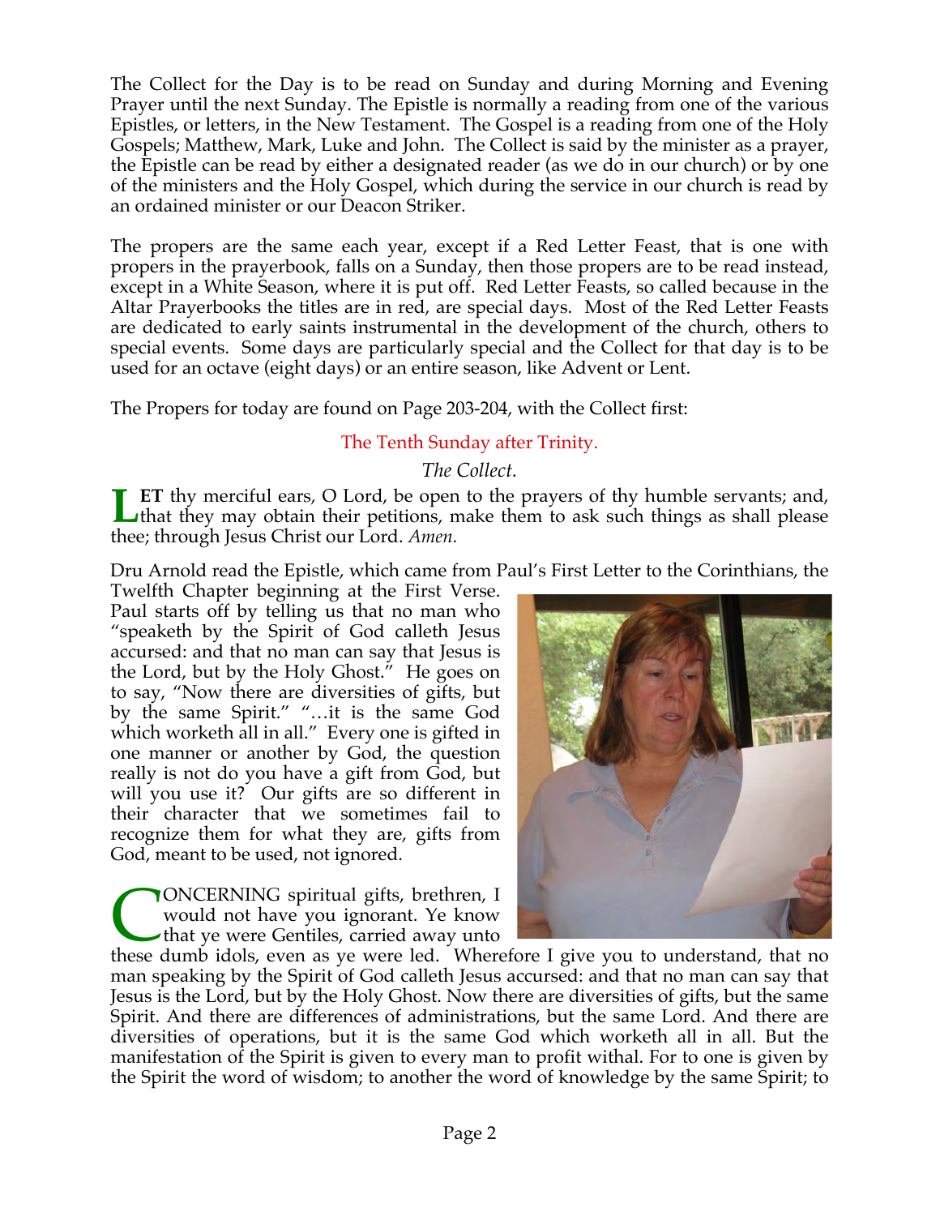The Collect for the Day is to be read on Sunday and during Morning and Evening Prayer until the next Sunday. The Epistle is normally a reading from one of the various Epistles, or letters, in the New Testament. The Gospel is a reading from one of the Holy Gospels; Matthew, Mark, Luke and John. The Collect is said by the minister as a prayer, the Epistle can be read by either a designated reader (as we do in our church) or by one of the ministers and the Holy Gospel, which during the service in our church is read by an ordained minister or our Deacon Striker.

The propers are the same each year, except if a Red Letter Feast, that is one with propers in the prayerbook, falls on a Sunday, then those propers are to be read instead, except in a White Season, where it is put off. Red Letter Feasts, so called because in the Altar Prayerbooks the titles are in red, are special days. Most of the Red Letter Feasts are dedicated to early saints instrumental in the development of the church, others to special events. Some days are particularly special and the Collect for that day is to be used for an octave (eight days) or an entire season, like Advent or Lent.

The Propers for today are found on Page 203-204, with the Collect first:

## The Tenth Sunday after Trinity.

*The Collect.*

**LET** thy merciful ears, O Lord, be open to the prayers of thy humble servants; and, that they may obtain their petitions, make them to ask such things as shall please thee; through Jesus Christ our Lord. *Amen.*

Dru Arnold read the Epistle, which came from Paul's First Letter to the Corinthians, the Twelfth Chapter beginning at the First Verse. Paul starts off by telling us that no man who "speaketh by the Spirit of God calleth Jesus accursed: and that no man can say that Jesus is the Lord, but by the Holy Ghost." He goes on to say, "Now there are diversities of gifts, but by the same Spirit." "…it is the same God which worketh all in all." Every one is gifted in one manner or another by God, the question really is not do you have a gift from God, but will you use it? Our gifts are so different in their character that we sometimes fail to recognize them for what they are, gifts from God, meant to be used, not ignored.

CONCERNING spiritual gifts, brethren, I would not have you ignorant. Ye know that ye were Gentiles, carried away unto these dumb idols, even as ye were led. Wherefore I give you to understand, that no man speaking by the Spirit of God calleth Jesus accursed: and that no man can say that Jesus is the Lord, but by the Holy Ghost. Now there are diversities of gifts, but the same Spirit. And there are differences of administrations, but the same Lord. And there are diversities of operations, but it is the same God which worketh all in all. But the manifestation of the Spirit is given to every man to profit withal. For to one is given by the Spirit the word of wisdom; to another the word of knowledge by the same Spirit; to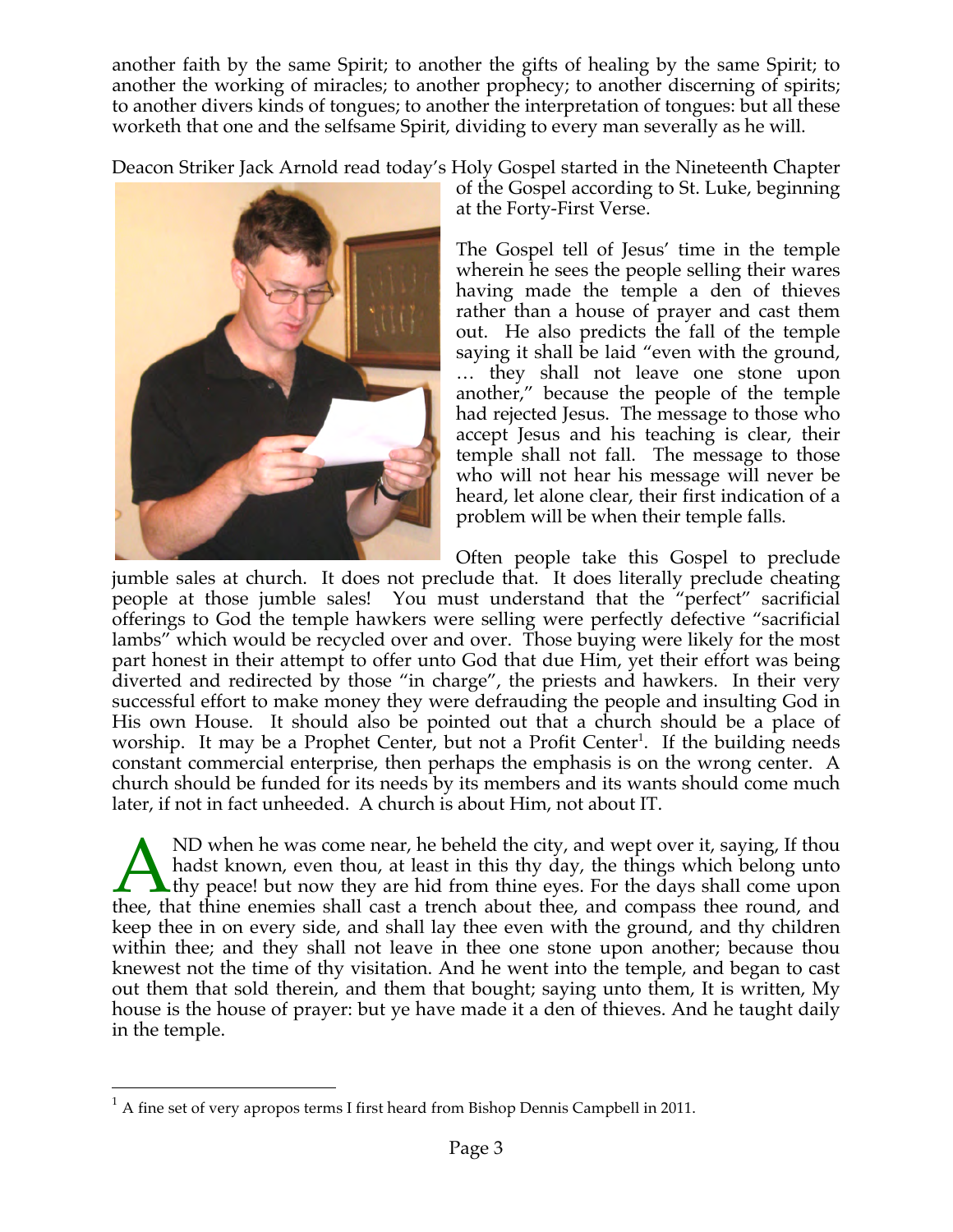another faith by the same Spirit; to another the gifts of healing by the same Spirit; to another the working of miracles; to another prophecy; to another discerning of spirits; to another divers kinds of tongues; to another the interpretation of tongues: but all these worketh that one and the selfsame Spirit, dividing to every man severally as he will.

Deacon Striker Jack Arnold read today's Holy Gospel started in the Nineteenth Chapter of the Gospel according to St. Luke, beginning at the Forty-First Verse.

The Gospel tell of Jesus' time in the temple wherein he sees the people selling their wares having made the temple a den of thieves rather than a house of prayer and cast them out. He also predicts the fall of the temple saying it shall be laid "even with the ground, … they shall not leave one stone upon another," because the people of the temple had rejected Jesus. The message to those who accept Jesus and his teaching is clear, their temple shall not fall. The message to those who will not hear his message will never be heard, let alone clear, their first indication of a problem will be when their temple falls.

Often people take this Gospel to preclude jumble sales at church. It does not preclude that. It does literally preclude cheating people at those jumble sales! You must understand that the "perfect" sacrificial offerings to God the temple hawkers were selling were perfectly defective "sacrificial lambs" which would be recycled over and over. Those buying were likely for the most part honest in their attempt to offer unto God that due Him, yet their effort was being diverted and redirected by those "in charge", the priests and hawkers. In their very successful effort to make money they were defrauding the people and insulting God in His own House. It should also be pointed out that a church should be a place of worship. It may be a Prophet Center, but not a Profit Center[1]. If the building needs constant commercial enterprise, then perhaps the emphasis is on the wrong center. A church should be funded for its needs by its members and its wants should come much later, if not in fact unheeded. A church is about Him, not about IT.

AND when he was come near, he beheld the city, and wept over it, saying, If thou hadst known, even thou, at least in this thy day, the things which belong unto thy peace! but now they are hid from thine eyes. For the days shall come upon thee, that thine enemies shall cast a trench about thee, and compass thee round, and keep thee in on every side, and shall lay thee even with the ground, and thy children within thee; and they shall not leave in thee one stone upon another; because thou knewest not the time of thy visitation. And he went into the temple, and began to cast out them that sold therein, and them that bought; saying unto them, It is written, My house is the house of prayer: but ye have made it a den of thieves. And he taught daily in the temple.

---

[1] A fine set of very apropos terms I first heard from Bishop Dennis Campbell in 2011.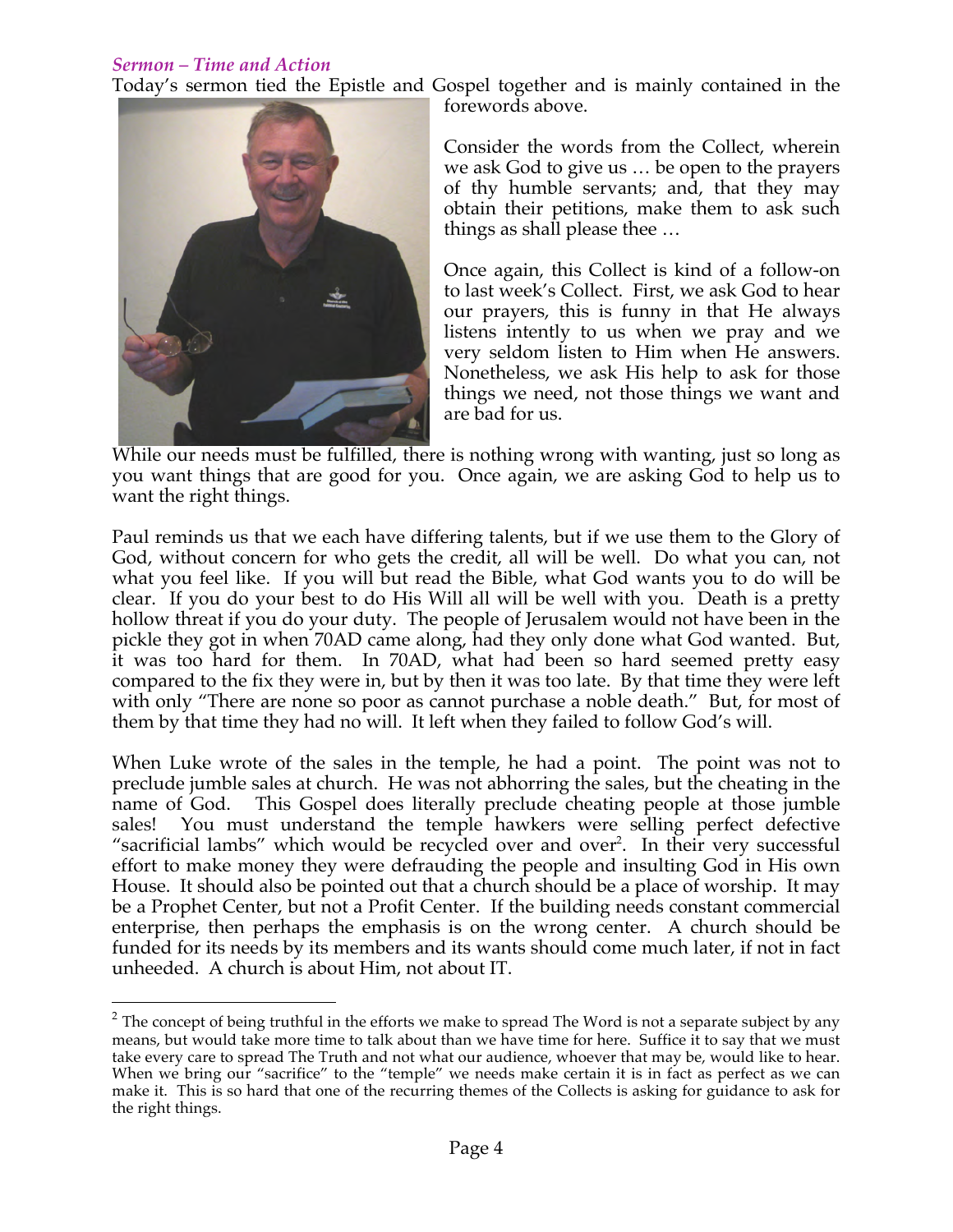*Sermon – Time and Action*

Today's sermon tied the Epistle and Gospel together and is mainly contained in the forewords above.

Consider the words from the Collect, wherein we ask God to give us … be open to the prayers of thy humble servants; and, that they may obtain their petitions, make them to ask such things as shall please thee …

Once again, this Collect is kind of a follow-on to last week's Collect. First, we ask God to hear our prayers, this is funny in that He always listens intently to us when we pray and we very seldom listen to Him when He answers. Nonetheless, we ask His help to ask for those things we need, not those things we want and are bad for us.

While our needs must be fulfilled, there is nothing wrong with wanting, just so long as you want things that are good for you. Once again, we are asking God to help us to want the right things.

Paul reminds us that we each have differing talents, but if we use them to the Glory of God, without concern for who gets the credit, all will be well. Do what you can, not what you feel like. If you will but read the Bible, what God wants you to do will be clear. If you do your best to do His Will all will be well with you. Death is a pretty hollow threat if you do your duty. The people of Jerusalem would not have been in the pickle they got in when 70AD came along, had they only done what God wanted. But, it was too hard for them. In 70AD, what had been so hard seemed pretty easy compared to the fix they were in, but by then it was too late. By that time they were left with only "There are none so poor as cannot purchase a noble death." But, for most of them by that time they had no will. It left when they failed to follow God's will.

When Luke wrote of the sales in the temple, he had a point. The point was not to preclude jumble sales at church. He was not abhorring the sales, but the cheating in the name of God. This Gospel does literally preclude cheating people at those jumble sales! You must understand the temple hawkers were selling perfect defective "sacrificial lambs" which would be recycled over and over[2]. In their very successful effort to make money they were defrauding the people and insulting God in His own House. It should also be pointed out that a church should be a place of worship. It may be a Prophet Center, but not a Profit Center. If the building needs constant commercial enterprise, then perhaps the emphasis is on the wrong center. A church should be funded for its needs by its members and its wants should come much later, if not in fact unheeded. A church is about Him, not about IT.

---

[2] The concept of being truthful in the efforts we make to spread The Word is not a separate subject by any means, but would take more time to talk about than we have time for here. Suffice it to say that we must take every care to spread The Truth and not what our audience, whoever that may be, would like to hear. When we bring our "sacrifice" to the "temple" we needs make certain it is in fact as perfect as we can make it. This is so hard that one of the recurring themes of the Collects is asking for guidance to ask for the right things.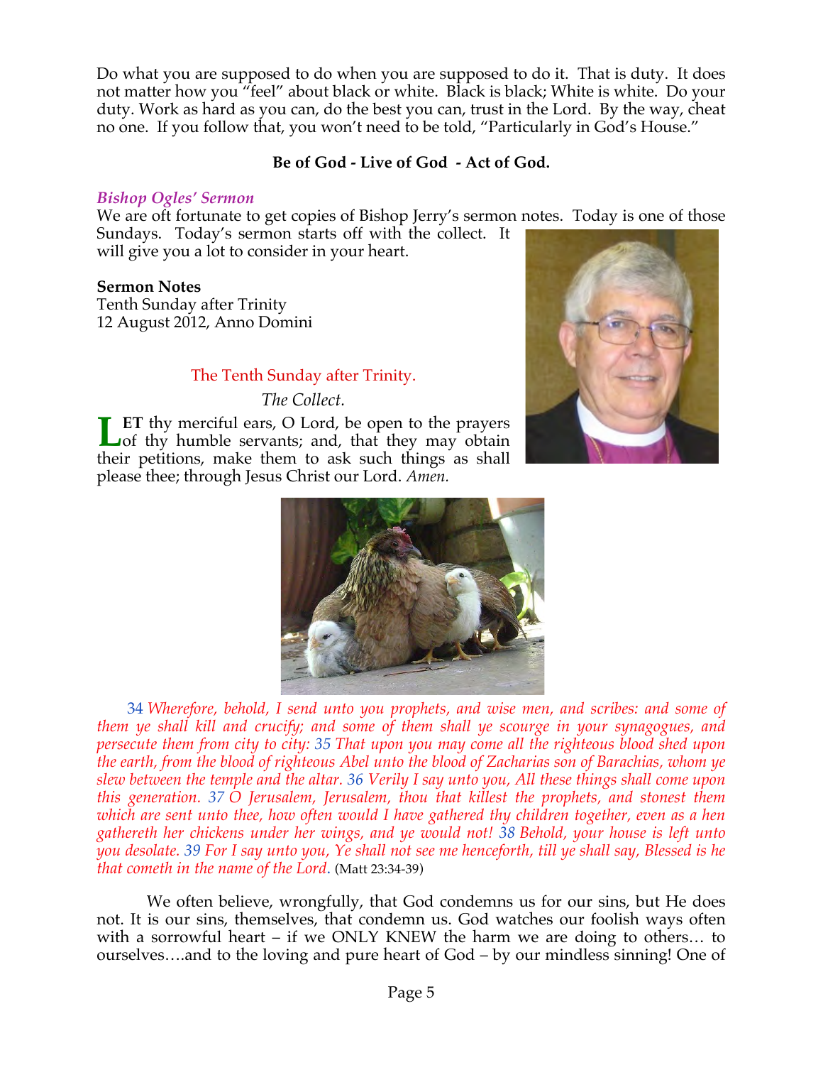Do what you are supposed to do when you are supposed to do it. That is duty. It does not matter how you "feel" about black or white. Black is black; White is white. Do your duty. Work as hard as you can, do the best you can, trust in the Lord. By the way, cheat no one. If you follow that, you won't need to be told, "Particularly in God's House."

**Be of God - Live of God - Act of God.**

### *Bishop Ogles' Sermon*

We are oft fortunate to get copies of Bishop Jerry's sermon notes. Today is one of those Sundays. Today's sermon starts off with the collect. It will give you a lot to consider in your heart.

**Sermon Notes**
Tenth Sunday after Trinity
12 August 2012, Anno Domini

The Tenth Sunday after Trinity.

*The Collect.*

LET thy merciful ears, O Lord, be open to the prayers of thy humble servants; and, that they may obtain their petitions, make them to ask such things as shall please thee; through Jesus Christ our Lord. *Amen.*

34 *Wherefore, behold, I send unto you prophets, and wise men, and scribes: and some of them ye shall kill and crucify; and some of them shall ye scourge in your synagogues, and persecute them from city to city:* 35 *That upon you may come all the righteous blood shed upon the earth, from the blood of righteous Abel unto the blood of Zacharias son of Barachias, whom ye slew between the temple and the altar.* 36 *Verily I say unto you, All these things shall come upon this generation.* 37 *O Jerusalem, Jerusalem, thou that killest the prophets, and stonest them which are sent unto thee, how often would I have gathered thy children together, even as a hen gathereth her chickens under her wings, and ye would not!* 38 *Behold, your house is left unto you desolate.* 39 *For I say unto you, Ye shall not see me henceforth, till ye shall say, Blessed is he that cometh in the name of the Lord.* (Matt 23:34-39)

We often believe, wrongfully, that God condemns us for our sins, but He does not. It is our sins, themselves, that condemn us. God watches our foolish ways often with a sorrowful heart – if we ONLY KNEW the harm we are doing to others… to ourselves….and to the loving and pure heart of God – by our mindless sinning! One of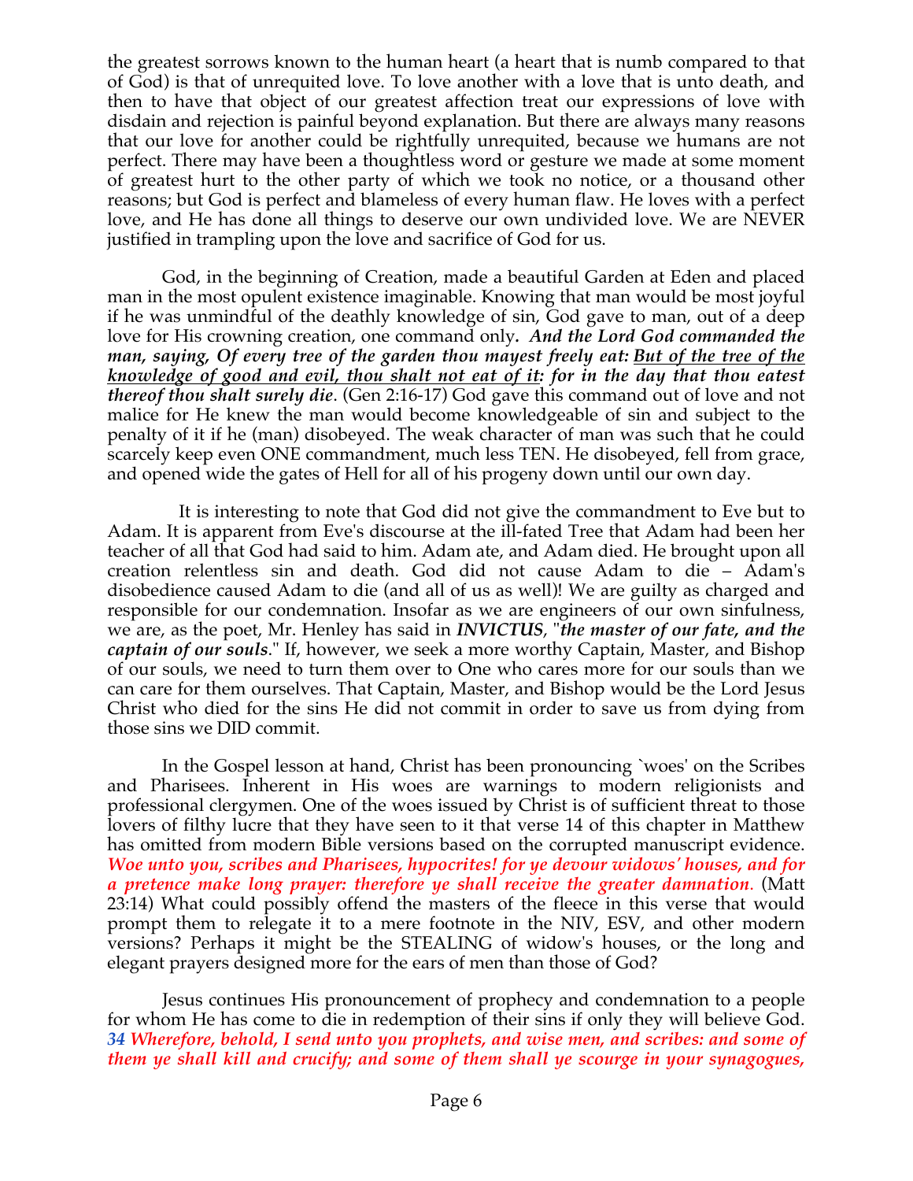the greatest sorrows known to the human heart (a heart that is numb compared to that of God) is that of unrequited love. To love another with a love that is unto death, and then to have that object of our greatest affection treat our expressions of love with disdain and rejection is painful beyond explanation. But there are always many reasons that our love for another could be rightfully unrequited, because we humans are not perfect. There may have been a thoughtless word or gesture we made at some moment of greatest hurt to the other party of which we took no notice, or a thousand other reasons; but God is perfect and blameless of every human flaw. He loves with a perfect love, and He has done all things to deserve our own undivided love. We are NEVER justified in trampling upon the love and sacrifice of God for us.

God, in the beginning of Creation, made a beautiful Garden at Eden and placed man in the most opulent existence imaginable. Knowing that man would be most joyful if he was unmindful of the deathly knowledge of sin, God gave to man, out of a deep love for His crowning creation, one command only. ***And the Lord God commanded the man, saying, Of every tree of the garden thou mayest freely eat: <u>But of the tree of the knowledge of good and evil, thou shalt not eat of it</u>: for in the day that thou eatest thereof thou shalt surely die***. (Gen 2:16-17) God gave this command out of love and not malice for He knew the man would become knowledgeable of sin and subject to the penalty of it if he (man) disobeyed. The weak character of man was such that he could scarcely keep even ONE commandment, much less TEN. He disobeyed, fell from grace, and opened wide the gates of Hell for all of his progeny down until our own day.

It is interesting to note that God did not give the commandment to Eve but to Adam. It is apparent from Eve's discourse at the ill-fated Tree that Adam had been her teacher of all that God had said to him. Adam ate, and Adam died. He brought upon all creation relentless sin and death. God did not cause Adam to die – Adam's disobedience caused Adam to die (and all of us as well)! We are guilty as charged and responsible for our condemnation. Insofar as we are engineers of our own sinfulness, we are, as the poet, Mr. Henley has said in ***INVICTUS***, "***the master of our fate, and the captain of our souls***." If, however, we seek a more worthy Captain, Master, and Bishop of our souls, we need to turn them over to One who cares more for our souls than we can care for them ourselves. That Captain, Master, and Bishop would be the Lord Jesus Christ who died for the sins He did not commit in order to save us from dying from those sins we DID commit.

In the Gospel lesson at hand, Christ has been pronouncing `woes' on the Scribes and Pharisees. Inherent in His woes are warnings to modern religionists and professional clergymen. One of the woes issued by Christ is of sufficient threat to those lovers of filthy lucre that they have seen to it that verse 14 of this chapter in Matthew has omitted from modern Bible versions based on the corrupted manuscript evidence. ***Woe unto you, scribes and Pharisees, hypocrites! for ye devour widows' houses, and for a pretence make long prayer: therefore ye shall receive the greater damnation***. (Matt 23:14) What could possibly offend the masters of the fleece in this verse that would prompt them to relegate it to a mere footnote in the NIV, ESV, and other modern versions? Perhaps it might be the STEALING of widow's houses, or the long and elegant prayers designed more for the ears of men than those of God?

Jesus continues His pronouncement of prophecy and condemnation to a people for whom He has come to die in redemption of their sins if only they will believe God. ***34 Wherefore, behold, I send unto you prophets, and wise men, and scribes: and some of them ye shall kill and crucify; and some of them shall ye scourge in your synagogues,***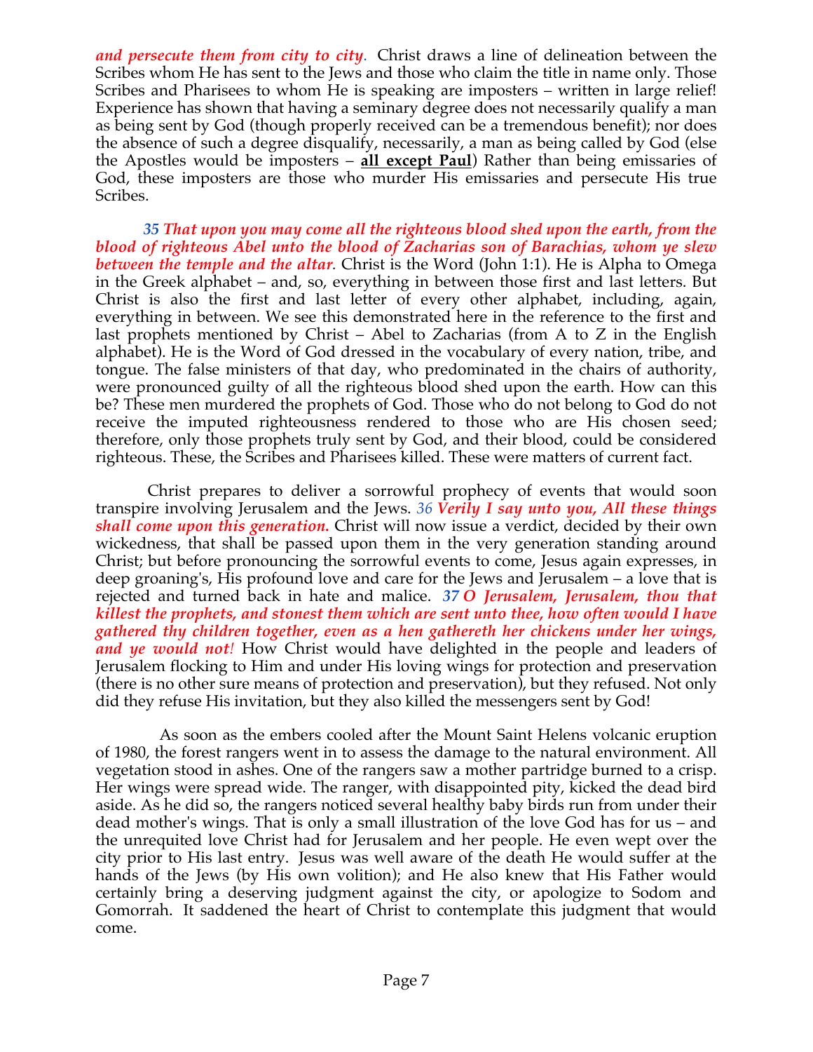*and persecute them from city to city.* Christ draws a line of delineation between the Scribes whom He has sent to the Jews and those who claim the title in name only. Those Scribes and Pharisees to whom He is speaking are imposters – written in large relief! Experience has shown that having a seminary degree does not necessarily qualify a man as being sent by God (though properly received can be a tremendous benefit); nor does the absence of such a degree disqualify, necessarily, a man as being called by God (else the Apostles would be imposters – **all except Paul**) Rather than being emissaries of God, these imposters are those who murder His emissaries and persecute His true Scribes.

*35 That upon you may come all the righteous blood shed upon the earth, from the blood of righteous Abel unto the blood of Zacharias son of Barachias, whom ye slew between the temple and the altar.* Christ is the Word (John 1:1). He is Alpha to Omega in the Greek alphabet – and, so, everything in between those first and last letters. But Christ is also the first and last letter of every other alphabet, including, again, everything in between. We see this demonstrated here in the reference to the first and last prophets mentioned by Christ – Abel to Zacharias (from A to Z in the English alphabet). He is the Word of God dressed in the vocabulary of every nation, tribe, and tongue. The false ministers of that day, who predominated in the chairs of authority, were pronounced guilty of all the righteous blood shed upon the earth. How can this be? These men murdered the prophets of God. Those who do not belong to God do not receive the imputed righteousness rendered to those who are His chosen seed; therefore, only those prophets truly sent by God, and their blood, could be considered righteous. These, the Scribes and Pharisees killed. These were matters of current fact.

Christ prepares to deliver a sorrowful prophecy of events that would soon transpire involving Jerusalem and the Jews. *36 Verily I say unto you, All these things shall come upon this generation.* Christ will now issue a verdict, decided by their own wickedness, that shall be passed upon them in the very generation standing around Christ; but before pronouncing the sorrowful events to come, Jesus again expresses, in deep groaning's, His profound love and care for the Jews and Jerusalem – a love that is rejected and turned back in hate and malice. *37 O Jerusalem, Jerusalem, thou that killest the prophets, and stonest them which are sent unto thee, how often would I have gathered thy children together, even as a hen gathereth her chickens under her wings, and ye would not!* How Christ would have delighted in the people and leaders of Jerusalem flocking to Him and under His loving wings for protection and preservation (there is no other sure means of protection and preservation), but they refused. Not only did they refuse His invitation, but they also killed the messengers sent by God!

As soon as the embers cooled after the Mount Saint Helens volcanic eruption of 1980, the forest rangers went in to assess the damage to the natural environment. All vegetation stood in ashes. One of the rangers saw a mother partridge burned to a crisp. Her wings were spread wide. The ranger, with disappointed pity, kicked the dead bird aside. As he did so, the rangers noticed several healthy baby birds run from under their dead mother's wings. That is only a small illustration of the love God has for us – and the unrequited love Christ had for Jerusalem and her people. He even wept over the city prior to His last entry. Jesus was well aware of the death He would suffer at the hands of the Jews (by His own volition); and He also knew that His Father would certainly bring a deserving judgment against the city, or apologize to Sodom and Gomorrah. It saddened the heart of Christ to contemplate this judgment that would come.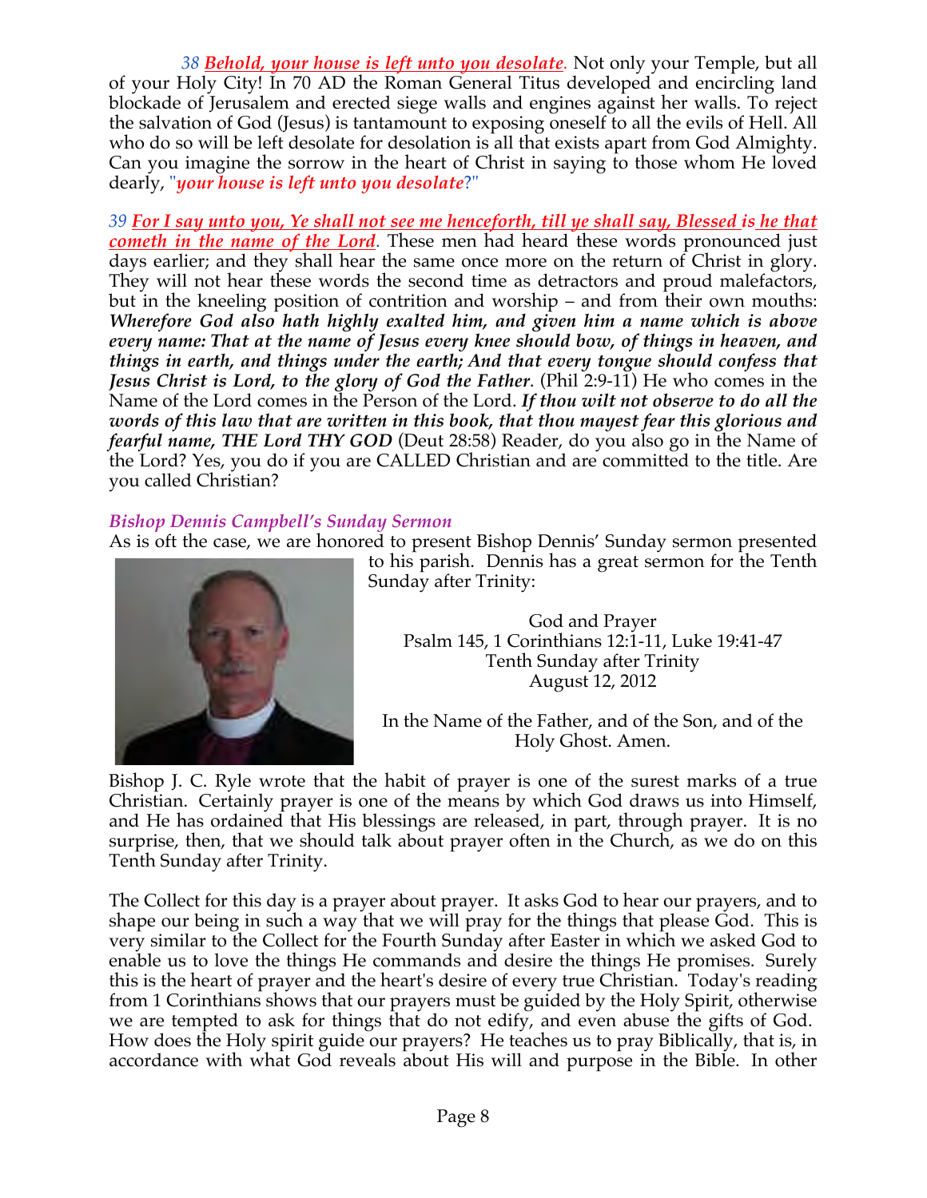*38* ***Behold, your house is left unto you desolate***. Not only your Temple, but all of your Holy City! In 70 AD the Roman General Titus developed and encircling land blockade of Jerusalem and erected siege walls and engines against her walls. To reject the salvation of God (Jesus) is tantamount to exposing oneself to all the evils of Hell. All who do so will be left desolate for desolation is all that exists apart from God Almighty. Can you imagine the sorrow in the heart of Christ in saying to those whom He loved dearly, "***your house is left unto you desolate***?"

*39* ***For I say unto you, Ye shall not see me henceforth, till ye shall say, Blessed is he that cometh in the name of the Lord***. These men had heard these words pronounced just days earlier; and they shall hear the same once more on the return of Christ in glory. They will not hear these words the second time as detractors and proud malefactors, but in the kneeling position of contrition and worship – and from their own mouths: ***Wherefore God also hath highly exalted him, and given him a name which is above every name: That at the name of Jesus every knee should bow, of things in heaven, and things in earth, and things under the earth; And that every tongue should confess that Jesus Christ is Lord, to the glory of God the Father***. (Phil 2:9-11) He who comes in the Name of the Lord comes in the Person of the Lord. ***If thou wilt not observe to do all the words of this law that are written in this book, that thou mayest fear this glorious and fearful name, THE Lord THY GOD*** (Deut 28:58) Reader, do you also go in the Name of the Lord? Yes, you do if you are CALLED Christian and are committed to the title. Are you called Christian?

### *Bishop Dennis Campbell's Sunday Sermon*

As is oft the case, we are honored to present Bishop Dennis' Sunday sermon presented to his parish. Dennis has a great sermon for the Tenth Sunday after Trinity:

God and Prayer
Psalm 145, 1 Corinthians 12:1-11, Luke 19:41-47
Tenth Sunday after Trinity
August 12, 2012

In the Name of the Father, and of the Son, and of the Holy Ghost. Amen.

Bishop J. C. Ryle wrote that the habit of prayer is one of the surest marks of a true Christian. Certainly prayer is one of the means by which God draws us into Himself, and He has ordained that His blessings are released, in part, through prayer. It is no surprise, then, that we should talk about prayer often in the Church, as we do on this Tenth Sunday after Trinity.

The Collect for this day is a prayer about prayer. It asks God to hear our prayers, and to shape our being in such a way that we will pray for the things that please God. This is very similar to the Collect for the Fourth Sunday after Easter in which we asked God to enable us to love the things He commands and desire the things He promises. Surely this is the heart of prayer and the heart's desire of every true Christian. Today's reading from 1 Corinthians shows that our prayers must be guided by the Holy Spirit, otherwise we are tempted to ask for things that do not edify, and even abuse the gifts of God. How does the Holy spirit guide our prayers? He teaches us to pray Biblically, that is, in accordance with what God reveals about His will and purpose in the Bible. In other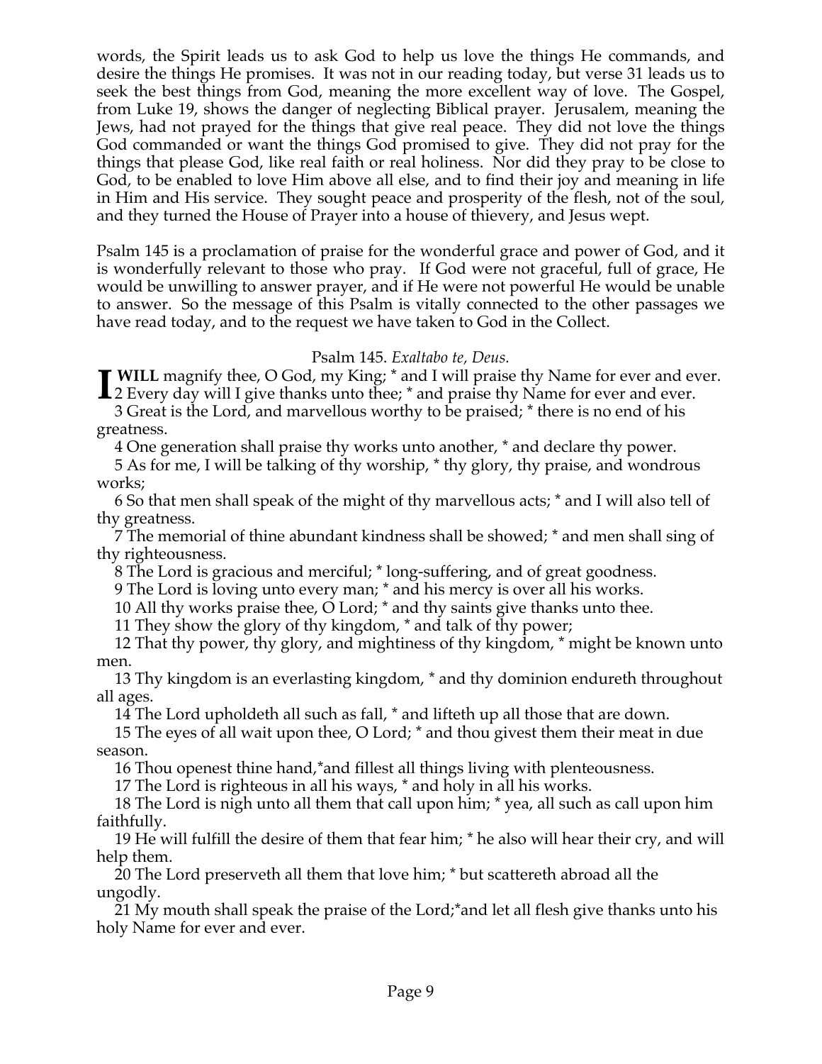words, the Spirit leads us to ask God to help us love the things He commands, and desire the things He promises. It was not in our reading today, but verse 31 leads us to seek the best things from God, meaning the more excellent way of love. The Gospel, from Luke 19, shows the danger of neglecting Biblical prayer. Jerusalem, meaning the Jews, had not prayed for the things that give real peace. They did not love the things God commanded or want the things God promised to give. They did not pray for the things that please God, like real faith or real holiness. Nor did they pray to be close to God, to be enabled to love Him above all else, and to find their joy and meaning in life in Him and His service. They sought peace and prosperity of the flesh, not of the soul, and they turned the House of Prayer into a house of thievery, and Jesus wept.

Psalm 145 is a proclamation of praise for the wonderful grace and power of God, and it is wonderfully relevant to those who pray. If God were not graceful, full of grace, He would be unwilling to answer prayer, and if He were not powerful He would be unable to answer. So the message of this Psalm is vitally connected to the other passages we have read today, and to the request we have taken to God in the Collect.

Psalm 145. *Exaltabo te, Deus.*

**I WILL** magnify thee, O God, my King; * and I will praise thy Name for ever and ever.

2 Every day will I give thanks unto thee; * and praise thy Name for ever and ever.

3 Great is the Lord, and marvellous worthy to be praised; * there is no end of his greatness.

4 One generation shall praise thy works unto another, * and declare thy power.

5 As for me, I will be talking of thy worship, * thy glory, thy praise, and wondrous works;

6 So that men shall speak of the might of thy marvellous acts; * and I will also tell of thy greatness.

7 The memorial of thine abundant kindness shall be showed; * and men shall sing of thy righteousness.

8 The Lord is gracious and merciful; * long-suffering, and of great goodness.

9 The Lord is loving unto every man; * and his mercy is over all his works.

10 All thy works praise thee, O Lord; * and thy saints give thanks unto thee.

11 They show the glory of thy kingdom, * and talk of thy power;

12 That thy power, thy glory, and mightiness of thy kingdom, * might be known unto men.

13 Thy kingdom is an everlasting kingdom, * and thy dominion endureth throughout all ages.

14 The Lord upholdeth all such as fall, * and lifteth up all those that are down.

15 The eyes of all wait upon thee, O Lord; * and thou givest them their meat in due season.

16 Thou openest thine hand,*and fillest all things living with plenteousness.

17 The Lord is righteous in all his ways, * and holy in all his works.

18 The Lord is nigh unto all them that call upon him; * yea, all such as call upon him faithfully.

19 He will fulfill the desire of them that fear him; * he also will hear their cry, and will help them.

20 The Lord preserveth all them that love him; * but scattereth abroad all the ungodly.

21 My mouth shall speak the praise of the Lord;*and let all flesh give thanks unto his holy Name for ever and ever.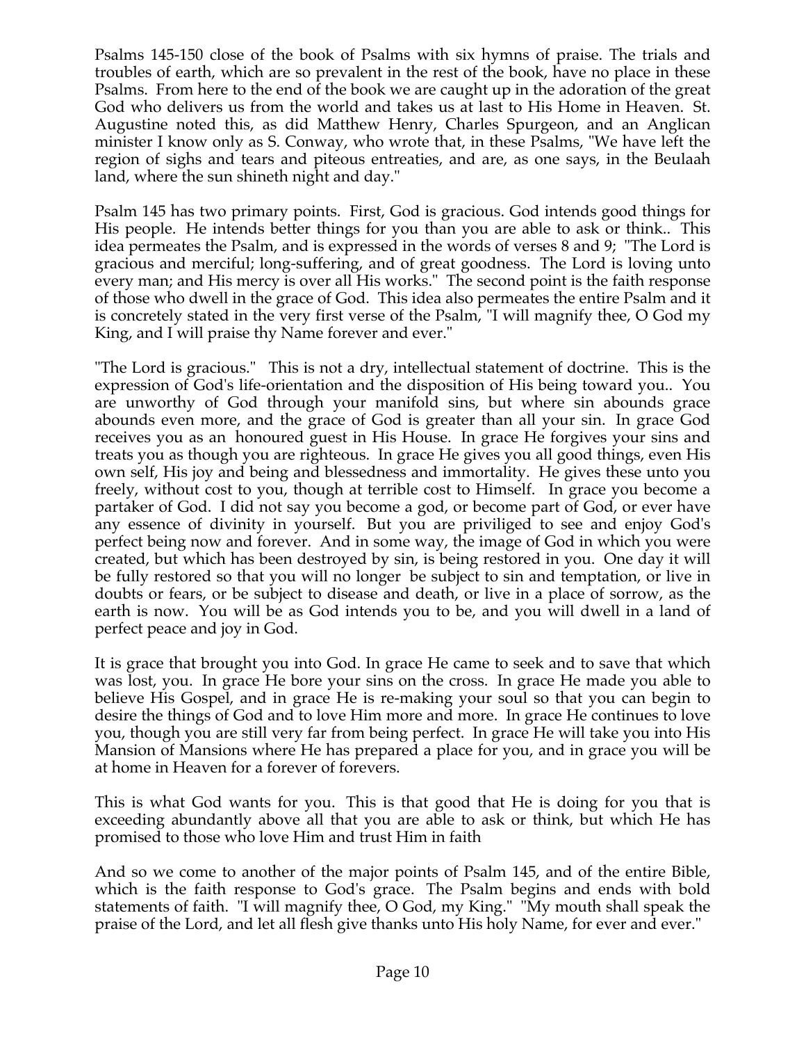Psalms 145-150 close of the book of Psalms with six hymns of praise. The trials and troubles of earth, which are so prevalent in the rest of the book, have no place in these Psalms. From here to the end of the book we are caught up in the adoration of the great God who delivers us from the world and takes us at last to His Home in Heaven. St. Augustine noted this, as did Matthew Henry, Charles Spurgeon, and an Anglican minister I know only as S. Conway, who wrote that, in these Psalms, "We have left the region of sighs and tears and piteous entreaties, and are, as one says, in the Beulaah land, where the sun shineth night and day."

Psalm 145 has two primary points. First, God is gracious. God intends good things for His people. He intends better things for you than you are able to ask or think.. This idea permeates the Psalm, and is expressed in the words of verses 8 and 9; "The Lord is gracious and merciful; long-suffering, and of great goodness. The Lord is loving unto every man; and His mercy is over all His works." The second point is the faith response of those who dwell in the grace of God. This idea also permeates the entire Psalm and it is concretely stated in the very first verse of the Psalm, "I will magnify thee, O God my King, and I will praise thy Name forever and ever."

"The Lord is gracious." This is not a dry, intellectual statement of doctrine. This is the expression of God's life-orientation and the disposition of His being toward you.. You are unworthy of God through your manifold sins, but where sin abounds grace abounds even more, and the grace of God is greater than all your sin. In grace God receives you as an honoured guest in His House. In grace He forgives your sins and treats you as though you are righteous. In grace He gives you all good things, even His own self, His joy and being and blessedness and immortality. He gives these unto you freely, without cost to you, though at terrible cost to Himself. In grace you become a partaker of God. I did not say you become a god, or become part of God, or ever have any essence of divinity in yourself. But you are priviliged to see and enjoy God's perfect being now and forever. And in some way, the image of God in which you were created, but which has been destroyed by sin, is being restored in you. One day it will be fully restored so that you will no longer be subject to sin and temptation, or live in doubts or fears, or be subject to disease and death, or live in a place of sorrow, as the earth is now. You will be as God intends you to be, and you will dwell in a land of perfect peace and joy in God.

It is grace that brought you into God. In grace He came to seek and to save that which was lost, you. In grace He bore your sins on the cross. In grace He made you able to believe His Gospel, and in grace He is re-making your soul so that you can begin to desire the things of God and to love Him more and more. In grace He continues to love you, though you are still very far from being perfect. In grace He will take you into His Mansion of Mansions where He has prepared a place for you, and in grace you will be at home in Heaven for a forever of forevers.

This is what God wants for you. This is that good that He is doing for you that is exceeding abundantly above all that you are able to ask or think, but which He has promised to those who love Him and trust Him in faith

And so we come to another of the major points of Psalm 145, and of the entire Bible, which is the faith response to God's grace. The Psalm begins and ends with bold statements of faith. "I will magnify thee, O God, my King." "My mouth shall speak the praise of the Lord, and let all flesh give thanks unto His holy Name, for ever and ever."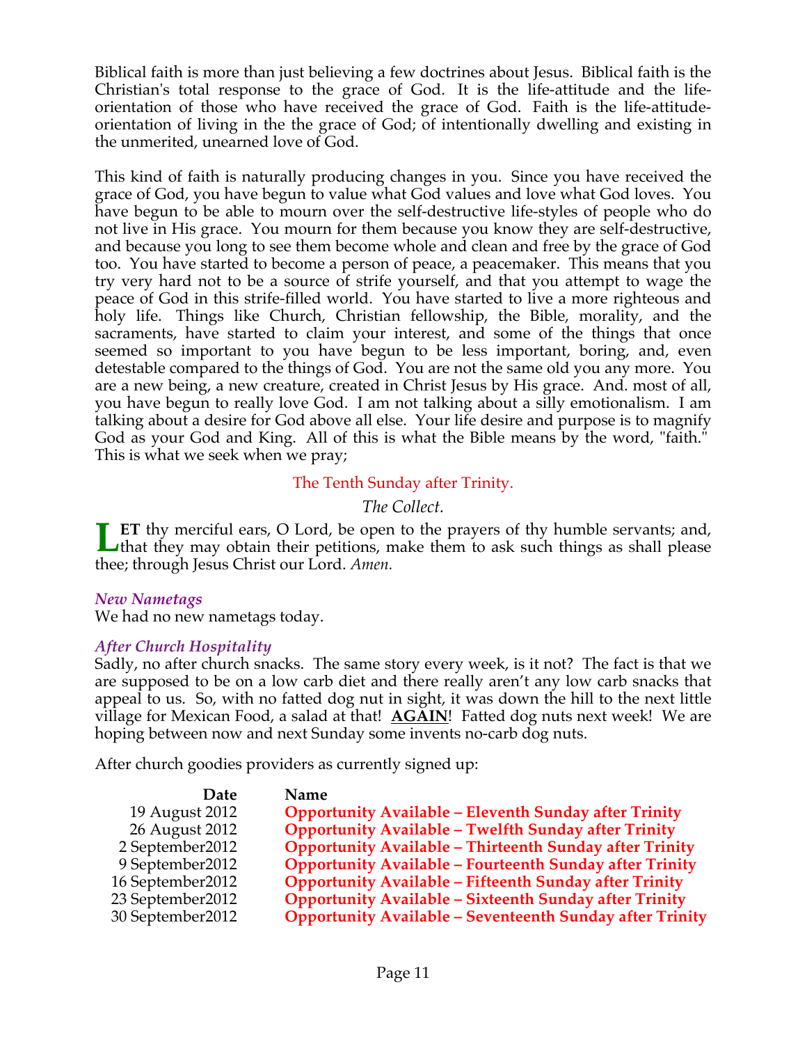Biblical faith is more than just believing a few doctrines about Jesus. Biblical faith is the Christian's total response to the grace of God. It is the life-attitude and the life-orientation of those who have received the grace of God. Faith is the life-attitude-orientation of living in the the grace of God; of intentionally dwelling and existing in the unmerited, unearned love of God.

This kind of faith is naturally producing changes in you. Since you have received the grace of God, you have begun to value what God values and love what God loves. You have begun to be able to mourn over the self-destructive life-styles of people who do not live in His grace. You mourn for them because you know they are self-destructive, and because you long to see them become whole and clean and free by the grace of God too. You have started to become a person of peace, a peacemaker. This means that you try very hard not to be a source of strife yourself, and that you attempt to wage the peace of God in this strife-filled world. You have started to live a more righteous and holy life. Things like Church, Christian fellowship, the Bible, morality, and the sacraments, have started to claim your interest, and some of the things that once seemed so important to you have begun to be less important, boring, and, even detestable compared to the things of God. You are not the same old you any more. You are a new being, a new creature, created in Christ Jesus by His grace. And. most of all, you have begun to really love God. I am not talking about a silly emotionalism. I am talking about a desire for God above all else. Your life desire and purpose is to magnify God as your God and King. All of this is what the Bible means by the word, "faith." This is what we seek when we pray;

The Tenth Sunday after Trinity.

*The Collect.*

**L**ET thy merciful ears, O Lord, be open to the prayers of thy humble servants; and, that they may obtain their petitions, make them to ask such things as shall please thee; through Jesus Christ our Lord. *Amen.*

### *New Nametags*

We had no new nametags today.

### *After Church Hospitality*

Sadly, no after church snacks. The same story every week, is it not? The fact is that we are supposed to be on a low carb diet and there really aren't any low carb snacks that appeal to us. So, with no fatted dog nut in sight, it was down the hill to the next little village for Mexican Food, a salad at that! **AGAIN**! Fatted dog nuts next week! We are hoping between now and next Sunday some invents no-carb dog nuts.

After church goodies providers as currently signed up:

| Date | Name |
|---|---|
| 19 August 2012 | **Opportunity Available – Eleventh Sunday after Trinity** |
| 26 August 2012 | **Opportunity Available – Twelfth Sunday after Trinity** |
| 2 September2012 | **Opportunity Available – Thirteenth Sunday after Trinity** |
| 9 September2012 | **Opportunity Available – Fourteenth Sunday after Trinity** |
| 16 September2012 | **Opportunity Available – Fifteenth Sunday after Trinity** |
| 23 September2012 | **Opportunity Available – Sixteenth Sunday after Trinity** |
| 30 September2012 | **Opportunity Available – Seventeenth Sunday after Trinity** |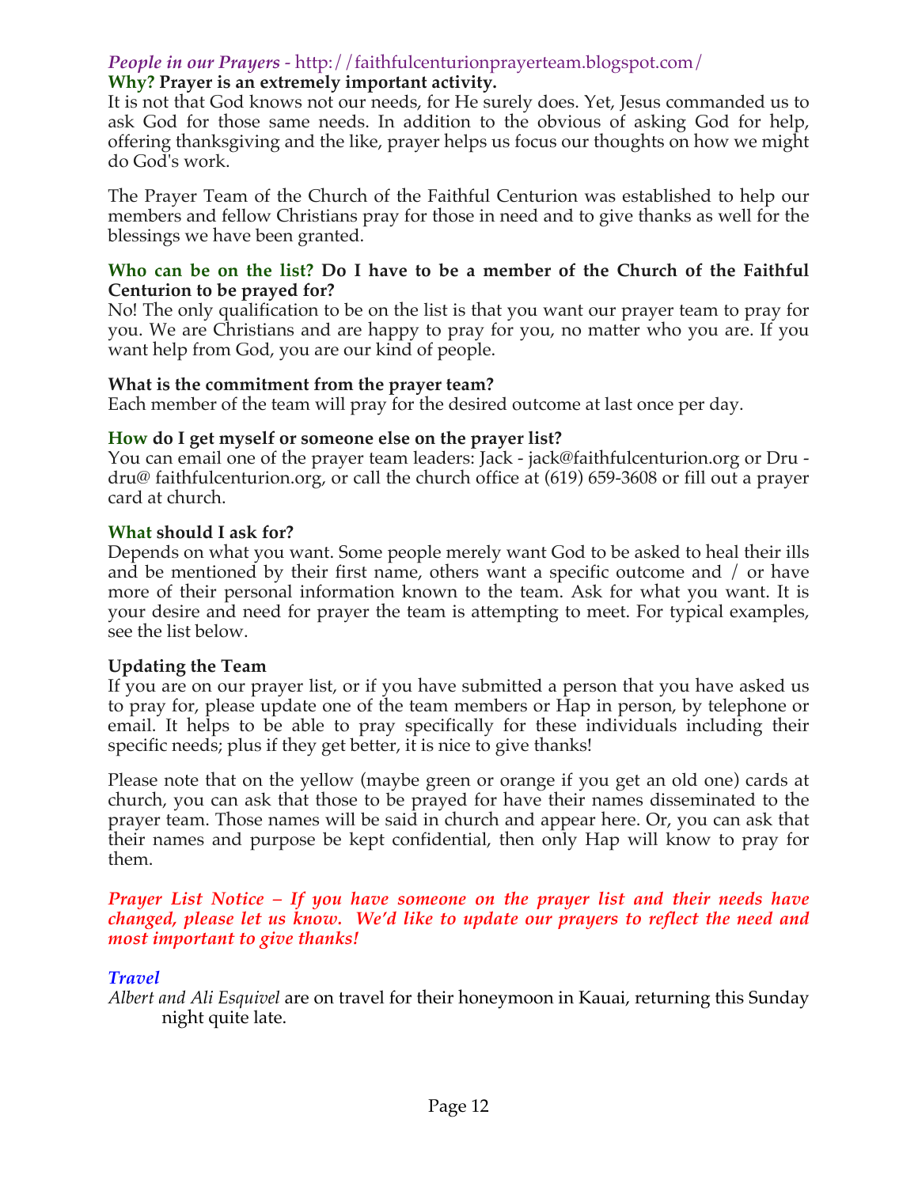*People in our Prayers* - http://faithfulcenturionprayerteam.blogspot.com/

**Why? Prayer is an extremely important activity.**

It is not that God knows not our needs, for He surely does. Yet, Jesus commanded us to ask God for those same needs. In addition to the obvious of asking God for help, offering thanksgiving and the like, prayer helps us focus our thoughts on how we might do God's work.

The Prayer Team of the Church of the Faithful Centurion was established to help our members and fellow Christians pray for those in need and to give thanks as well for the blessings we have been granted.

**Who can be on the list? Do I have to be a member of the Church of the Faithful Centurion to be prayed for?**

No! The only qualification to be on the list is that you want our prayer team to pray for you. We are Christians and are happy to pray for you, no matter who you are. If you want help from God, you are our kind of people.

**What is the commitment from the prayer team?**

Each member of the team will pray for the desired outcome at last once per day.

**How do I get myself or someone else on the prayer list?**

You can email one of the prayer team leaders: Jack - jack@faithfulcenturion.org or Dru - dru@ faithfulcenturion.org, or call the church office at (619) 659-3608 or fill out a prayer card at church.

**What should I ask for?**

Depends on what you want. Some people merely want God to be asked to heal their ills and be mentioned by their first name, others want a specific outcome and / or have more of their personal information known to the team. Ask for what you want. It is your desire and need for prayer the team is attempting to meet. For typical examples, see the list below.

**Updating the Team**

If you are on our prayer list, or if you have submitted a person that you have asked us to pray for, please update one of the team members or Hap in person, by telephone or email. It helps to be able to pray specifically for these individuals including their specific needs; plus if they get better, it is nice to give thanks!

Please note that on the yellow (maybe green or orange if you get an old one) cards at church, you can ask that those to be prayed for have their names disseminated to the prayer team. Those names will be said in church and appear here. Or, you can ask that their names and purpose be kept confidential, then only Hap will know to pray for them.

***Prayer List Notice – If you have someone on the prayer list and their needs have changed, please let us know. We'd like to update our prayers to reflect the need and most important to give thanks!***

*Travel*

*Albert and Ali Esquivel* are on travel for their honeymoon in Kauai, returning this Sunday night quite late.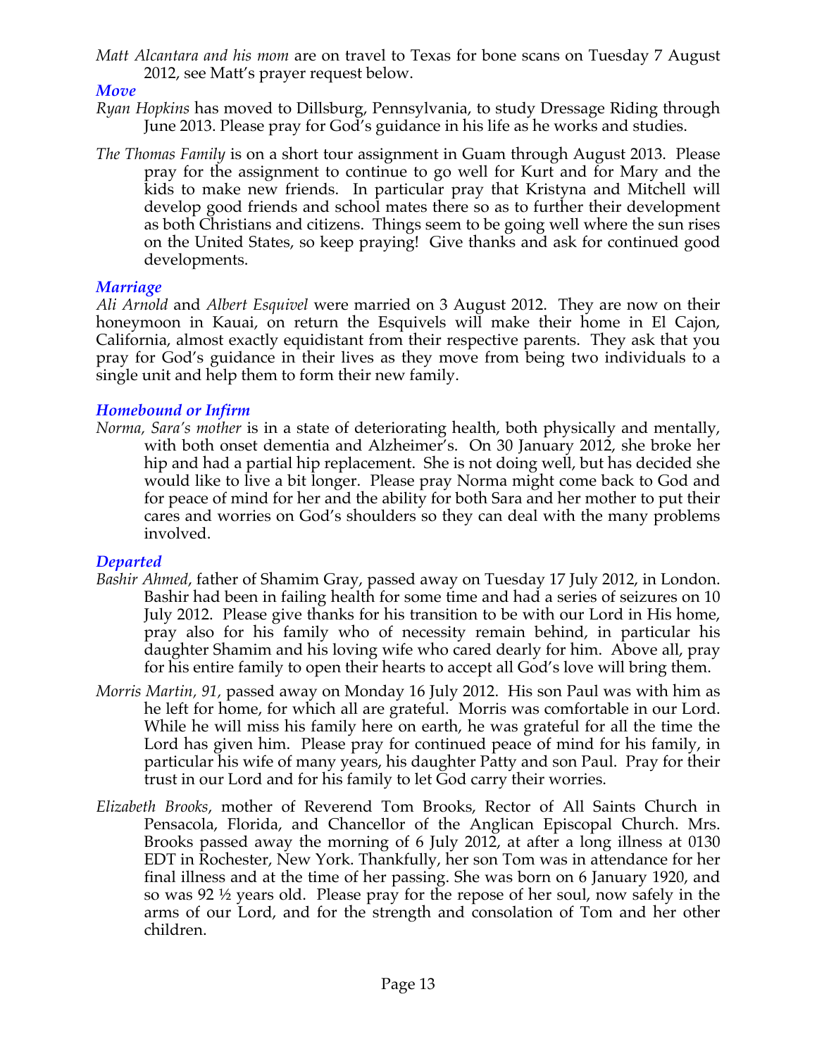*Matt Alcantara and his mom* are on travel to Texas for bone scans on Tuesday 7 August 2012, see Matt's prayer request below.

### *Move*

*Ryan Hopkins* has moved to Dillsburg, Pennsylvania, to study Dressage Riding through June 2013. Please pray for God's guidance in his life as he works and studies.

*The Thomas Family* is on a short tour assignment in Guam through August 2013. Please pray for the assignment to continue to go well for Kurt and for Mary and the kids to make new friends. In particular pray that Kristyna and Mitchell will develop good friends and school mates there so as to further their development as both Christians and citizens. Things seem to be going well where the sun rises on the United States, so keep praying! Give thanks and ask for continued good developments.

### *Marriage*

*Ali Arnold* and *Albert Esquivel* were married on 3 August 2012. They are now on their honeymoon in Kauai, on return the Esquivels will make their home in El Cajon, California, almost exactly equidistant from their respective parents. They ask that you pray for God's guidance in their lives as they move from being two individuals to a single unit and help them to form their new family.

### *Homebound or Infirm*

*Norma, Sara's mother* is in a state of deteriorating health, both physically and mentally, with both onset dementia and Alzheimer's. On 30 January 2012, she broke her hip and had a partial hip replacement. She is not doing well, but has decided she would like to live a bit longer. Please pray Norma might come back to God and for peace of mind for her and the ability for both Sara and her mother to put their cares and worries on God's shoulders so they can deal with the many problems involved.

### *Departed*

*Bashir Ahmed*, father of Shamim Gray, passed away on Tuesday 17 July 2012, in London. Bashir had been in failing health for some time and had a series of seizures on 10 July 2012. Please give thanks for his transition to be with our Lord in His home, pray also for his family who of necessity remain behind, in particular his daughter Shamim and his loving wife who cared dearly for him. Above all, pray for his entire family to open their hearts to accept all God's love will bring them.

*Morris Martin, 91,* passed away on Monday 16 July 2012. His son Paul was with him as he left for home, for which all are grateful. Morris was comfortable in our Lord. While he will miss his family here on earth, he was grateful for all the time the Lord has given him. Please pray for continued peace of mind for his family, in particular his wife of many years, his daughter Patty and son Paul. Pray for their trust in our Lord and for his family to let God carry their worries.

*Elizabeth Brooks*, mother of Reverend Tom Brooks, Rector of All Saints Church in Pensacola, Florida, and Chancellor of the Anglican Episcopal Church. Mrs. Brooks passed away the morning of 6 July 2012, at after a long illness at 0130 EDT in Rochester, New York. Thankfully, her son Tom was in attendance for her final illness and at the time of her passing. She was born on 6 January 1920, and so was 92 ½ years old. Please pray for the repose of her soul, now safely in the arms of our Lord, and for the strength and consolation of Tom and her other children.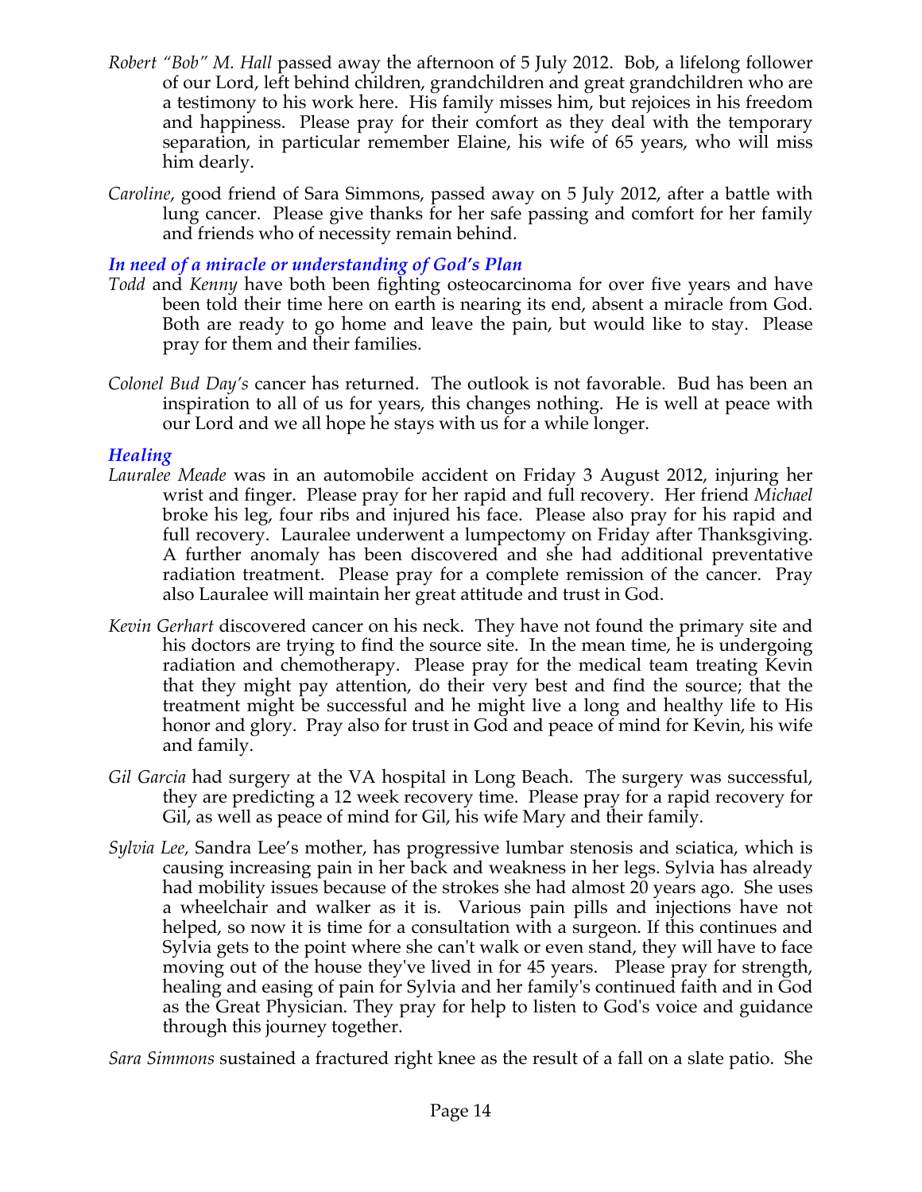*Robert "Bob" M. Hall* passed away the afternoon of 5 July 2012. Bob, a lifelong follower of our Lord, left behind children, grandchildren and great grandchildren who are a testimony to his work here. His family misses him, but rejoices in his freedom and happiness. Please pray for their comfort as they deal with the temporary separation, in particular remember Elaine, his wife of 65 years, who will miss him dearly.

*Caroline*, good friend of Sara Simmons, passed away on 5 July 2012, after a battle with lung cancer. Please give thanks for her safe passing and comfort for her family and friends who of necessity remain behind.

### *In need of a miracle or understanding of God's Plan*

*Todd* and *Kenny* have both been fighting osteocarcinoma for over five years and have been told their time here on earth is nearing its end, absent a miracle from God. Both are ready to go home and leave the pain, but would like to stay. Please pray for them and their families.

*Colonel Bud Day's* cancer has returned. The outlook is not favorable. Bud has been an inspiration to all of us for years, this changes nothing. He is well at peace with our Lord and we all hope he stays with us for a while longer.

### *Healing*

*Lauralee Meade* was in an automobile accident on Friday 3 August 2012, injuring her wrist and finger. Please pray for her rapid and full recovery. Her friend *Michael* broke his leg, four ribs and injured his face. Please also pray for his rapid and full recovery. Lauralee underwent a lumpectomy on Friday after Thanksgiving. A further anomaly has been discovered and she had additional preventative radiation treatment. Please pray for a complete remission of the cancer. Pray also Lauralee will maintain her great attitude and trust in God.

*Kevin Gerhart* discovered cancer on his neck. They have not found the primary site and his doctors are trying to find the source site. In the mean time, he is undergoing radiation and chemotherapy. Please pray for the medical team treating Kevin that they might pay attention, do their very best and find the source; that the treatment might be successful and he might live a long and healthy life to His honor and glory. Pray also for trust in God and peace of mind for Kevin, his wife and family.

*Gil Garcia* had surgery at the VA hospital in Long Beach. The surgery was successful, they are predicting a 12 week recovery time. Please pray for a rapid recovery for Gil, as well as peace of mind for Gil, his wife Mary and their family.

*Sylvia Lee,* Sandra Lee's mother, has progressive lumbar stenosis and sciatica, which is causing increasing pain in her back and weakness in her legs. Sylvia has already had mobility issues because of the strokes she had almost 20 years ago. She uses a wheelchair and walker as it is. Various pain pills and injections have not helped, so now it is time for a consultation with a surgeon. If this continues and Sylvia gets to the point where she can't walk or even stand, they will have to face moving out of the house they've lived in for 45 years. Please pray for strength, healing and easing of pain for Sylvia and her family's continued faith and in God as the Great Physician. They pray for help to listen to God's voice and guidance through this journey together.

*Sara Simmons* sustained a fractured right knee as the result of a fall on a slate patio. She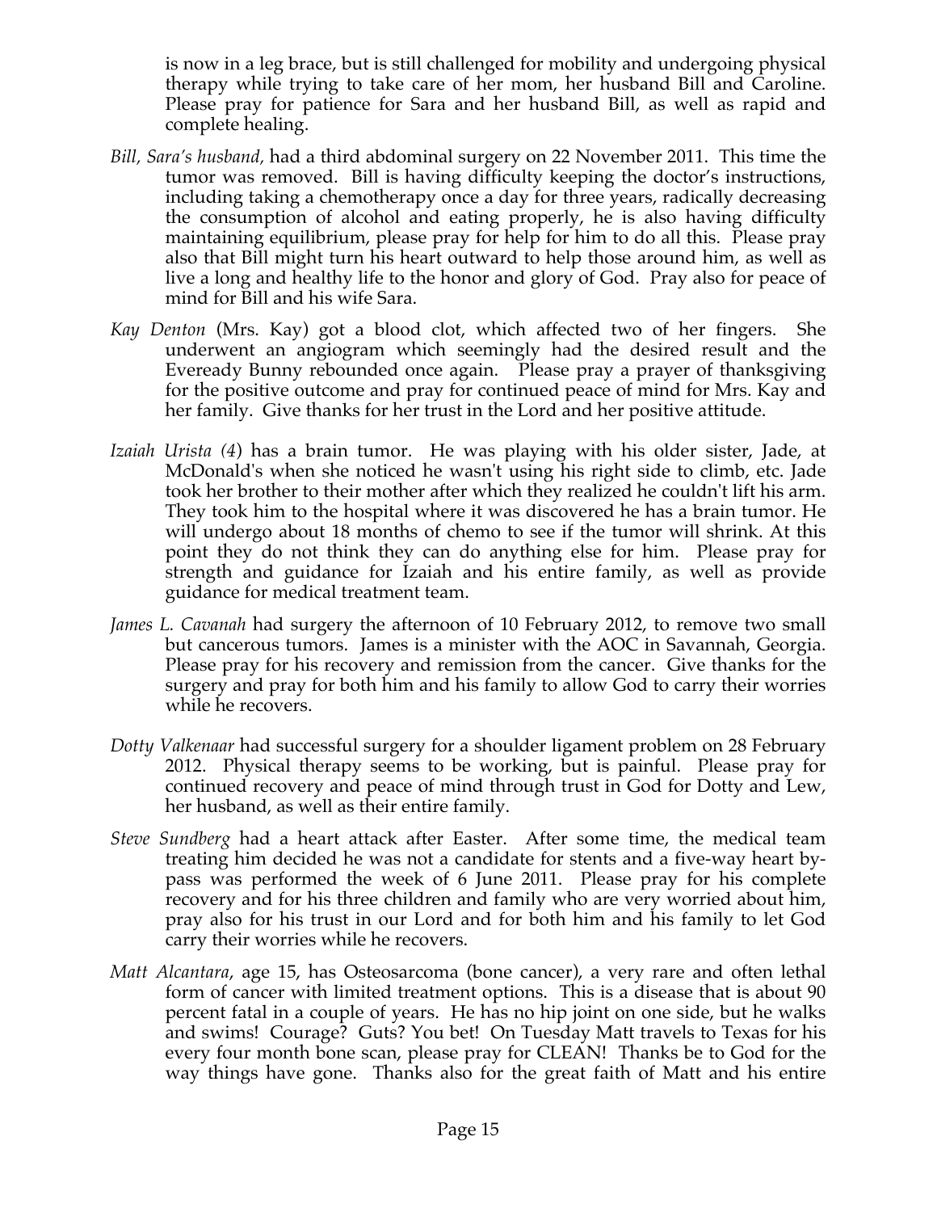is now in a leg brace, but is still challenged for mobility and undergoing physical therapy while trying to take care of her mom, her husband Bill and Caroline. Please pray for patience for Sara and her husband Bill, as well as rapid and complete healing.

*Bill, Sara's husband,* had a third abdominal surgery on 22 November 2011. This time the tumor was removed. Bill is having difficulty keeping the doctor's instructions, including taking a chemotherapy once a day for three years, radically decreasing the consumption of alcohol and eating properly, he is also having difficulty maintaining equilibrium, please pray for help for him to do all this. Please pray also that Bill might turn his heart outward to help those around him, as well as live a long and healthy life to the honor and glory of God. Pray also for peace of mind for Bill and his wife Sara.

*Kay Denton* (Mrs. Kay) got a blood clot, which affected two of her fingers. She underwent an angiogram which seemingly had the desired result and the Eveready Bunny rebounded once again. Please pray a prayer of thanksgiving for the positive outcome and pray for continued peace of mind for Mrs. Kay and her family. Give thanks for her trust in the Lord and her positive attitude.

*Izaiah Urista (4*) has a brain tumor. He was playing with his older sister, Jade, at McDonald's when she noticed he wasn't using his right side to climb, etc. Jade took her brother to their mother after which they realized he couldn't lift his arm. They took him to the hospital where it was discovered he has a brain tumor. He will undergo about 18 months of chemo to see if the tumor will shrink. At this point they do not think they can do anything else for him. Please pray for strength and guidance for Izaiah and his entire family, as well as provide guidance for medical treatment team.

*James L. Cavanah* had surgery the afternoon of 10 February 2012, to remove two small but cancerous tumors. James is a minister with the AOC in Savannah, Georgia. Please pray for his recovery and remission from the cancer. Give thanks for the surgery and pray for both him and his family to allow God to carry their worries while he recovers.

*Dotty Valkenaar* had successful surgery for a shoulder ligament problem on 28 February 2012. Physical therapy seems to be working, but is painful. Please pray for continued recovery and peace of mind through trust in God for Dotty and Lew, her husband, as well as their entire family.

*Steve Sundberg* had a heart attack after Easter. After some time, the medical team treating him decided he was not a candidate for stents and a five-way heart by-pass was performed the week of 6 June 2011. Please pray for his complete recovery and for his three children and family who are very worried about him, pray also for his trust in our Lord and for both him and his family to let God carry their worries while he recovers.

*Matt Alcantara*, age 15, has Osteosarcoma (bone cancer), a very rare and often lethal form of cancer with limited treatment options. This is a disease that is about 90 percent fatal in a couple of years. He has no hip joint on one side, but he walks and swims! Courage? Guts? You bet! On Tuesday Matt travels to Texas for his every four month bone scan, please pray for CLEAN! Thanks be to God for the way things have gone. Thanks also for the great faith of Matt and his entire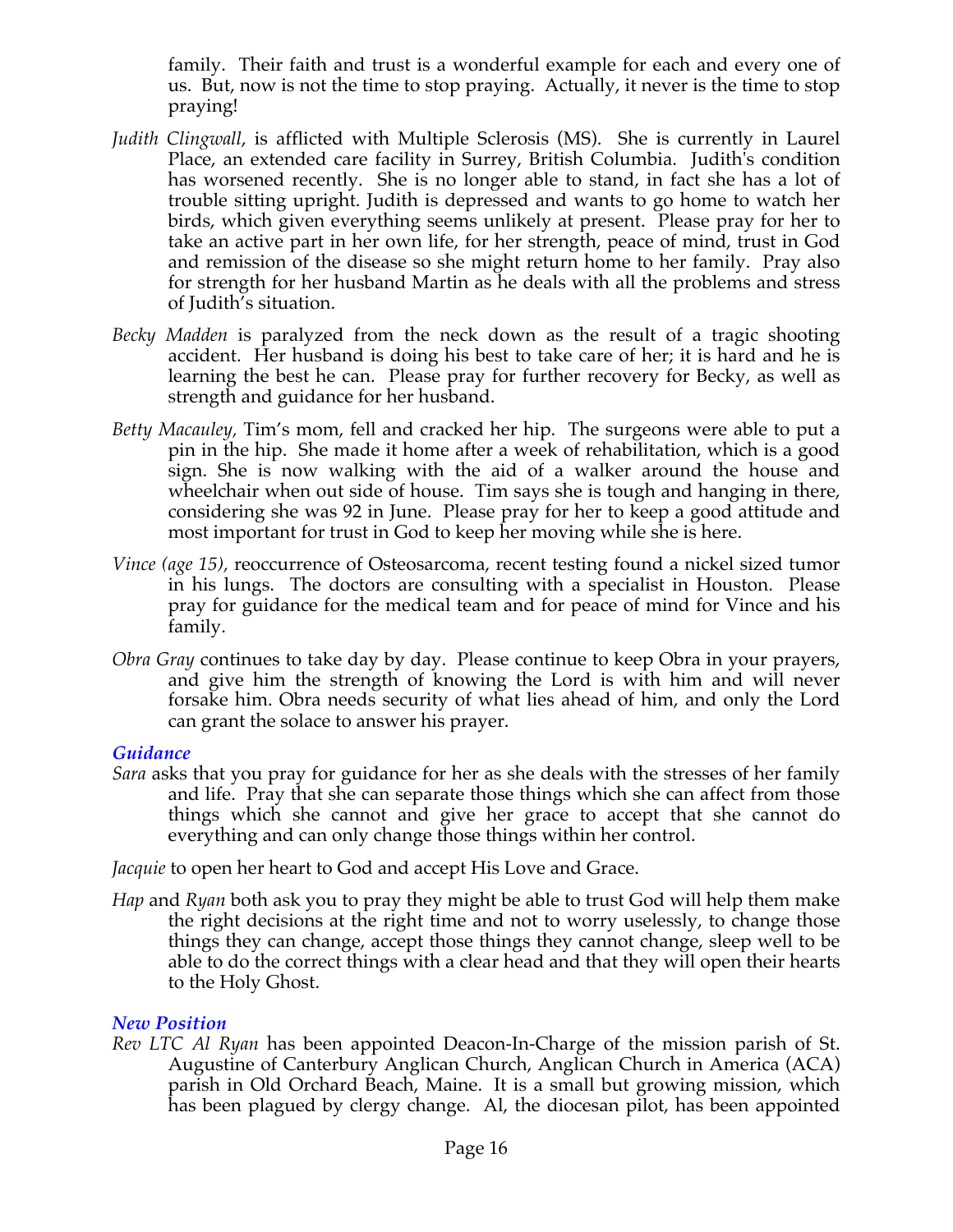family. Their faith and trust is a wonderful example for each and every one of us. But, now is not the time to stop praying. Actually, it never is the time to stop praying!

*Judith Clingwall*, is afflicted with Multiple Sclerosis (MS). She is currently in Laurel Place, an extended care facility in Surrey, British Columbia. Judith's condition has worsened recently. She is no longer able to stand, in fact she has a lot of trouble sitting upright. Judith is depressed and wants to go home to watch her birds, which given everything seems unlikely at present. Please pray for her to take an active part in her own life, for her strength, peace of mind, trust in God and remission of the disease so she might return home to her family. Pray also for strength for her husband Martin as he deals with all the problems and stress of Judith's situation.

*Becky Madden* is paralyzed from the neck down as the result of a tragic shooting accident. Her husband is doing his best to take care of her; it is hard and he is learning the best he can. Please pray for further recovery for Becky, as well as strength and guidance for her husband.

*Betty Macauley*, Tim's mom, fell and cracked her hip. The surgeons were able to put a pin in the hip. She made it home after a week of rehabilitation, which is a good sign. She is now walking with the aid of a walker around the house and wheelchair when out side of house. Tim says she is tough and hanging in there, considering she was 92 in June. Please pray for her to keep a good attitude and most important for trust in God to keep her moving while she is here.

*Vince (age 15)*, reoccurrence of Osteosarcoma, recent testing found a nickel sized tumor in his lungs. The doctors are consulting with a specialist in Houston. Please pray for guidance for the medical team and for peace of mind for Vince and his family.

*Obra Gray* continues to take day by day. Please continue to keep Obra in your prayers, and give him the strength of knowing the Lord is with him and will never forsake him. Obra needs security of what lies ahead of him, and only the Lord can grant the solace to answer his prayer.

### *Guidance*

*Sara* asks that you pray for guidance for her as she deals with the stresses of her family and life. Pray that she can separate those things which she can affect from those things which she cannot and give her grace to accept that she cannot do everything and can only change those things within her control.

*Jacquie* to open her heart to God and accept His Love and Grace.

*Hap* and *Ryan* both ask you to pray they might be able to trust God will help them make the right decisions at the right time and not to worry uselessly, to change those things they can change, accept those things they cannot change, sleep well to be able to do the correct things with a clear head and that they will open their hearts to the Holy Ghost.

### *New Position*

*Rev LTC Al Ryan* has been appointed Deacon-In-Charge of the mission parish of St. Augustine of Canterbury Anglican Church, Anglican Church in America (ACA) parish in Old Orchard Beach, Maine. It is a small but growing mission, which has been plagued by clergy change. Al, the diocesan pilot, has been appointed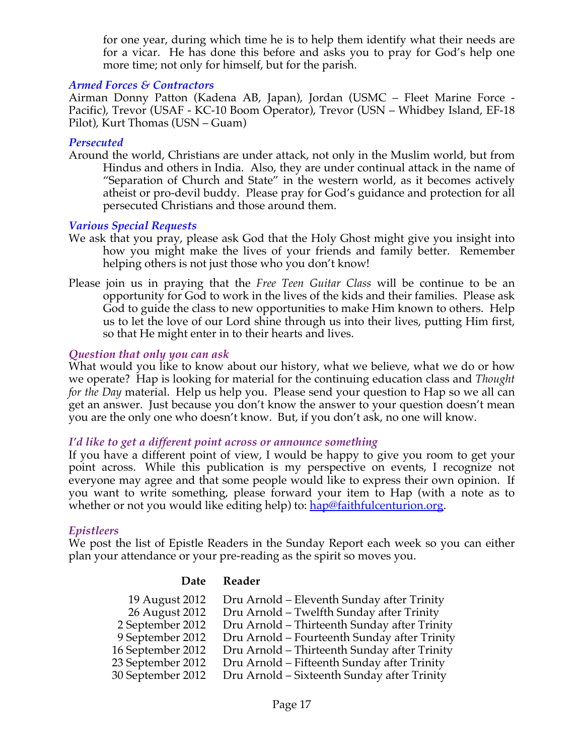for one year, during which time he is to help them identify what their needs are for a vicar. He has done this before and asks you to pray for God's help one more time; not only for himself, but for the parish.

### *Armed Forces & Contractors*

Airman Donny Patton (Kadena AB, Japan), Jordan (USMC – Fleet Marine Force - Pacific), Trevor (USAF - KC-10 Boom Operator), Trevor (USN – Whidbey Island, EF-18 Pilot), Kurt Thomas (USN – Guam)

### *Persecuted*

Around the world, Christians are under attack, not only in the Muslim world, but from Hindus and others in India. Also, they are under continual attack in the name of "Separation of Church and State" in the western world, as it becomes actively atheist or pro-devil buddy. Please pray for God's guidance and protection for all persecuted Christians and those around them.

### *Various Special Requests*

We ask that you pray, please ask God that the Holy Ghost might give you insight into how you might make the lives of your friends and family better. Remember helping others is not just those who you don't know!

Please join us in praying that the *Free Teen Guitar Class* will be continue to be an opportunity for God to work in the lives of the kids and their families. Please ask God to guide the class to new opportunities to make Him known to others. Help us to let the love of our Lord shine through us into their lives, putting Him first, so that He might enter in to their hearts and lives.

### *Question that only you can ask*

What would you like to know about our history, what we believe, what we do or how we operate? Hap is looking for material for the continuing education class and *Thought for the Day* material. Help us help you. Please send your question to Hap so we all can get an answer. Just because you don't know the answer to your question doesn't mean you are the only one who doesn't know. But, if you don't ask, no one will know.

### *I'd like to get a different point across or announce something*

If you have a different point of view, I would be happy to give you room to get your point across. While this publication is my perspective on events, I recognize not everyone may agree and that some people would like to express their own opinion. If you want to write something, please forward your item to Hap (with a note as to whether or not you would like editing help) to: hap@faithfulcenturion.org.

### *Epistleers*

We post the list of Epistle Readers in the Sunday Report each week so you can either plan your attendance or your pre-reading as the spirit so moves you.

| Date | Reader |
|---:|---|
| 19 August 2012 | Dru Arnold – Eleventh Sunday after Trinity |
| 26 August 2012 | Dru Arnold – Twelfth Sunday after Trinity |
| 2 September 2012 | Dru Arnold – Thirteenth Sunday after Trinity |
| 9 September 2012 | Dru Arnold – Fourteenth Sunday after Trinity |
| 16 September 2012 | Dru Arnold – Thirteenth Sunday after Trinity |
| 23 September 2012 | Dru Arnold – Fifteenth Sunday after Trinity |
| 30 September 2012 | Dru Arnold – Sixteenth Sunday after Trinity |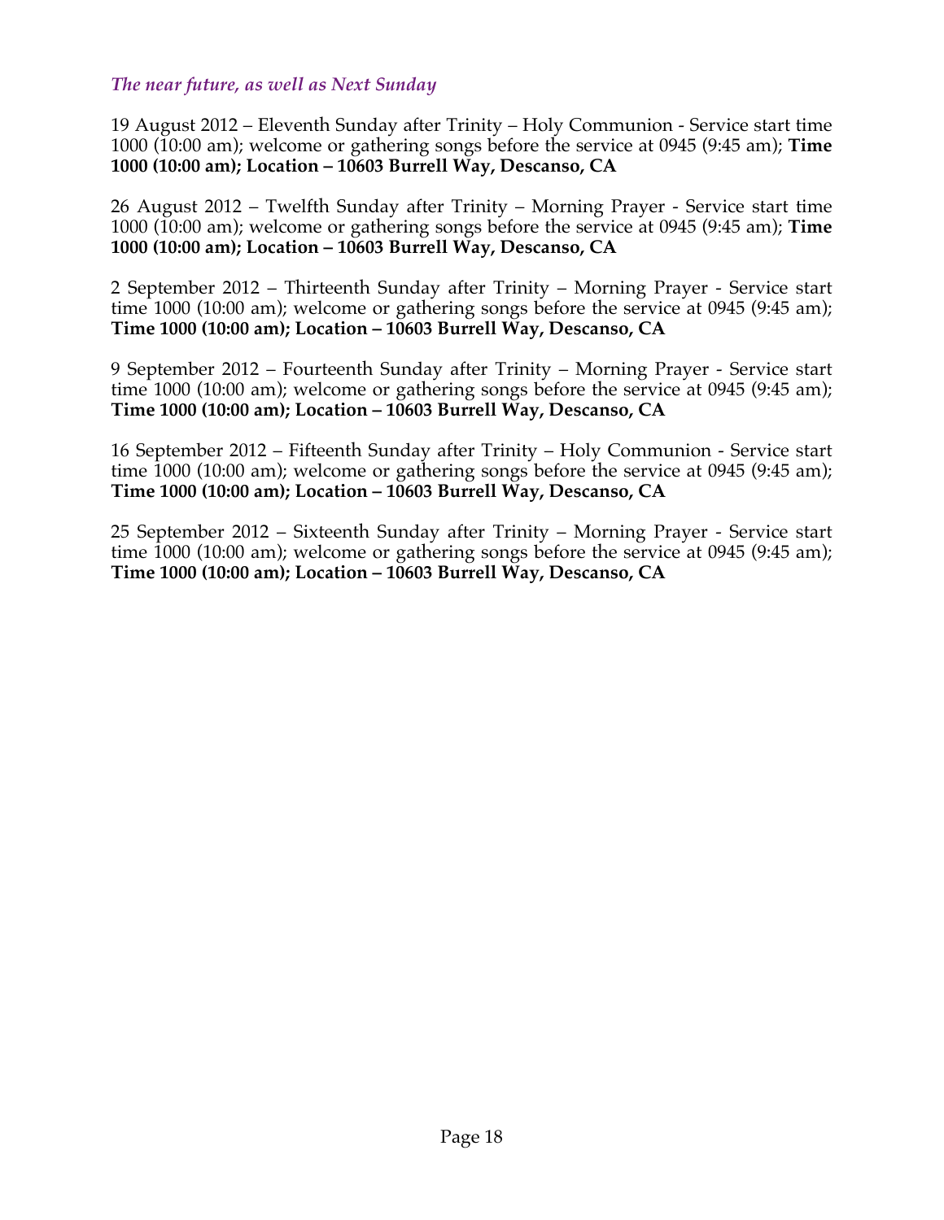*The near future, as well as Next Sunday*

19 August 2012 – Eleventh Sunday after Trinity – Holy Communion - Service start time 1000 (10:00 am); welcome or gathering songs before the service at 0945 (9:45 am); **Time 1000 (10:00 am); Location – 10603 Burrell Way, Descanso, CA**

26 August 2012 – Twelfth Sunday after Trinity – Morning Prayer - Service start time 1000 (10:00 am); welcome or gathering songs before the service at 0945 (9:45 am); **Time 1000 (10:00 am); Location – 10603 Burrell Way, Descanso, CA**

2 September 2012 – Thirteenth Sunday after Trinity – Morning Prayer - Service start time 1000 (10:00 am); welcome or gathering songs before the service at 0945 (9:45 am); **Time 1000 (10:00 am); Location – 10603 Burrell Way, Descanso, CA**

9 September 2012 – Fourteenth Sunday after Trinity – Morning Prayer - Service start time 1000 (10:00 am); welcome or gathering songs before the service at 0945 (9:45 am); **Time 1000 (10:00 am); Location – 10603 Burrell Way, Descanso, CA**

16 September 2012 – Fifteenth Sunday after Trinity – Holy Communion - Service start time 1000 (10:00 am); welcome or gathering songs before the service at 0945 (9:45 am); **Time 1000 (10:00 am); Location – 10603 Burrell Way, Descanso, CA**

25 September 2012 – Sixteenth Sunday after Trinity – Morning Prayer - Service start time 1000 (10:00 am); welcome or gathering songs before the service at 0945 (9:45 am); **Time 1000 (10:00 am); Location – 10603 Burrell Way, Descanso, CA**